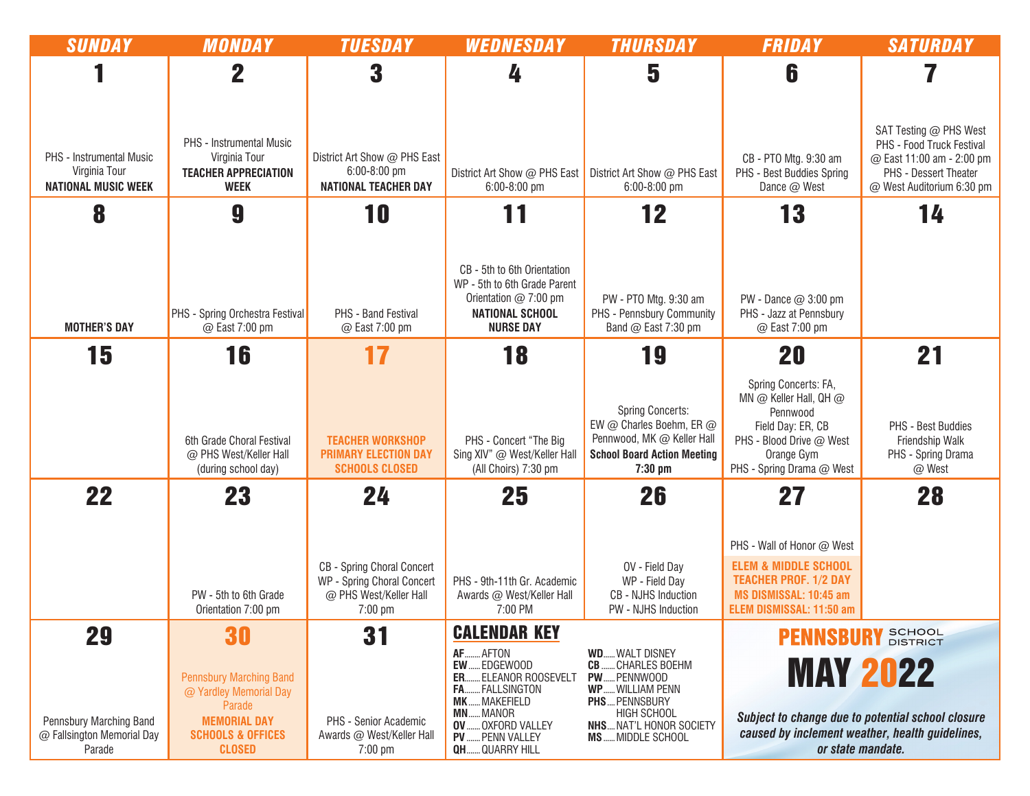# PENNSBURY SCHOOL DISTRICT — MAY 2022

| SUNDAY | MONDAY | TUESDAY | WEDNESDAY | THURSDAY | FRIDAY | SATURDAY |
|---|---|---|---|---|---|---|
| **1**<br>PHS - Instrumental Music Virginia Tour<br>**NATIONAL MUSIC WEEK** | **2**<br>PHS - Instrumental Music Virginia Tour<br>**TEACHER APPRECIATION WEEK** | **3**<br>District Art Show @ PHS East 6:00-8:00 pm<br>**NATIONAL TEACHER DAY** | **4**<br>District Art Show @ PHS East 6:00-8:00 pm | **5**<br>District Art Show @ PHS East 6:00-8:00 pm | **6**<br>CB - PTO Mtg. 9:30 am<br>PHS - Best Buddies Spring Dance @ West | **7**<br>SAT Testing @ PHS West<br>PHS - Food Truck Festival @ East 11:00 am - 2:00 pm<br>PHS - Dessert Theater @ West Auditorium 6:30 pm |
| **8**<br>**MOTHER'S DAY** | **9**<br>PHS - Spring Orchestra Festival @ East 7:00 pm | **10**<br>PHS - Band Festival @ East 7:00 pm | **11**<br>CB - 5th to 6th Orientation<br>WP - 5th to 6th Grade Parent Orientation @ 7:00 pm<br>**NATIONAL SCHOOL NURSE DAY** | **12**<br>PW - PTO Mtg. 9:30 am<br>PHS - Pennsbury Community Band @ East 7:30 pm | **13**<br>PW - Dance @ 3:00 pm<br>PHS - Jazz at Pennsbury @ East 7:00 pm | **14** |
| **15** | **16**<br>6th Grade Choral Festival @ PHS West/Keller Hall (during school day) | **17**<br>**TEACHER WORKSHOP**<br>**PRIMARY ELECTION DAY**<br>**SCHOOLS CLOSED** | **18**<br>PHS - Concert "The Big Sing XIV" @ West/Keller Hall (All Choirs) 7:30 pm | **19**<br>Spring Concerts: EW @ Charles Boehm, ER @ Pennwood, MK @ Keller Hall<br>**School Board Action Meeting 7:30 pm** | **20**<br>Spring Concerts: FA, MN @ Keller Hall, QH @ Pennwood<br>Field Day: ER, CB<br>PHS - Blood Drive @ West Orange Gym<br>PHS - Spring Drama @ West | **21**<br>PHS - Best Buddies Friendship Walk<br>PHS - Spring Drama @ West |
| **22** | **23**<br>PW - 5th to 6th Grade Orientation 7:00 pm | **24**<br>CB - Spring Choral Concert<br>WP - Spring Choral Concert @ PHS West/Keller Hall 7:00 pm | **25**<br>PHS - 9th-11th Gr. Academic Awards @ West/Keller Hall 7:00 PM | **26**<br>OV - Field Day<br>WP - Field Day<br>CB - NJHS Induction<br>PW - NJHS Induction | **27**<br>PHS - Wall of Honor @ West<br>**ELEM & MIDDLE SCHOOL TEACHER PROF. 1/2 DAY**<br>**MS DISMISSAL: 10:45 am**<br>**ELEM DISMISSAL: 11:50 am** | **28** |
| **29**<br>Pennsbury Marching Band @ Fallsington Memorial Day Parade | **30**<br>Pennsbury Marching Band @ Yardley Memorial Day Parade<br>**MEMORIAL DAY**<br>**SCHOOLS & OFFICES CLOSED** | **31**<br>PHS - Senior Academic Awards @ West/Keller Hall 7:00 pm | | | | |

## CALENDAR KEY

- **AF** ...... AFTON
- **EW** ...... EDGEWOOD
- **ER** ...... ELEANOR ROOSEVELT
- **FA** ...... FALLSINGTON
- **MK** ...... MAKEFIELD
- **MN** ...... MANOR
- **OV** ...... OXFORD VALLEY
- **PV** ...... PENN VALLEY
- **QH** ...... QUARRY HILL
- **WD** ...... WALT DISNEY
- **CB** ...... CHARLES BOEHM
- **PW** ...... PENNWOOD
- **WP** ...... WILLIAM PENN
- **PHS** .... PENNSBURY HIGH SCHOOL
- **NHS** .... NAT'L HONOR SOCIETY
- **MS** ...... MIDDLE SCHOOL

***Subject to change due to potential school closure caused by inclement weather, health guidelines, or state mandate.***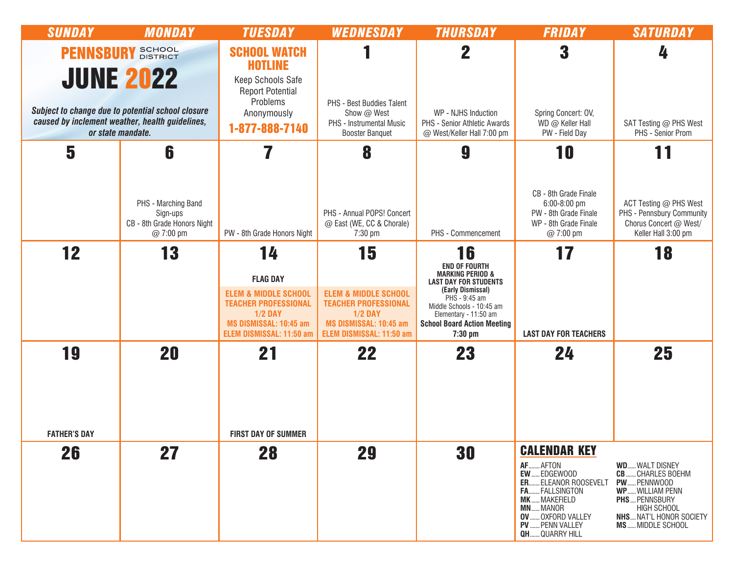# PENNSBURY SCHOOL DISTRICT

# JUNE 2022

***Subject to change due to potential school closure caused by inclement weather, health guidelines, or state mandate.***

| SUNDAY | MONDAY | TUESDAY | WEDNESDAY | THURSDAY | FRIDAY | SATURDAY |
|---|---|---|---|---|---|---|
| | | **SCHOOL WATCH HOTLINE** Keep Schools Safe Report Potential Problems Anonymously **1-877-888-7140** | **1** PHS - Best Buddies Talent Show @ West; PHS - Instrumental Music Booster Banquet | **2** WP - NJHS Induction; PHS - Senior Athletic Awards @ West/Keller Hall 7:00 pm | **3** Spring Concert: OV, WD @ Keller Hall; PW - Field Day | **4** SAT Testing @ PHS West; PHS - Senior Prom |
| **5** | **6** PHS - Marching Band Sign-ups; CB - 8th Grade Honors Night @ 7:00 pm | **7** PW - 8th Grade Honors Night | **8** PHS - Annual POPS! Concert @ East (WE, CC & Chorale) 7:30 pm | **9** PHS - Commencement | **10** CB - 8th Grade Finale 6:00-8:00 pm; PW - 8th Grade Finale; WP - 8th Grade Finale @ 7:00 pm | **11** ACT Testing @ PHS West; PHS - Pennsbury Community Chorus Concert @ West/Keller Hall 3:00 pm |
| **12** | **13** | **14** **FLAG DAY** **ELEM & MIDDLE SCHOOL TEACHER PROFESSIONAL 1/2 DAY** **MS DISMISSAL: 10:45 am** **ELEM DISMISSAL: 11:50 am** | **15** **ELEM & MIDDLE SCHOOL TEACHER PROFESSIONAL 1/2 DAY** **MS DISMISSAL: 10:45 am** **ELEM DISMISSAL: 11:50 am** | **16** **END OF FOURTH MARKING PERIOD & LAST DAY FOR STUDENTS (Early Dismissal)** PHS - 9:45 am; Middle Schools - 10:45 am; Elementary - 11:50 am; **School Board Action Meeting 7:30 pm** | **17** **LAST DAY FOR TEACHERS** | **18** |
| **19** **FATHER'S DAY** | **20** | **21** **FIRST DAY OF SUMMER** | **22** | **23** | **24** | **25** |
| **26** | **27** | **28** | **29** | **30** | | |

## CALENDAR KEY

- **AF**........ AFTON
- **EW**...... EDGEWOOD
- **ER**........ ELEANOR ROOSEVELT
- **FA**........ FALLSINGTON
- **MK**...... MAKEFIELD
- **MN**...... MANOR
- **OV**....... OXFORD VALLEY
- **PV**....... PENN VALLEY
- **QH**....... QUARRY HILL
- **WD**...... WALT DISNEY
- **CB**....... CHARLES BOEHM
- **PW**...... PENNWOOD
- **WP**...... WILLIAM PENN
- **PHS**.... PENNSBURY HIGH SCHOOL
- **NHS**.... NAT'L HONOR SOCIETY
- **MS**...... MIDDLE SCHOOL